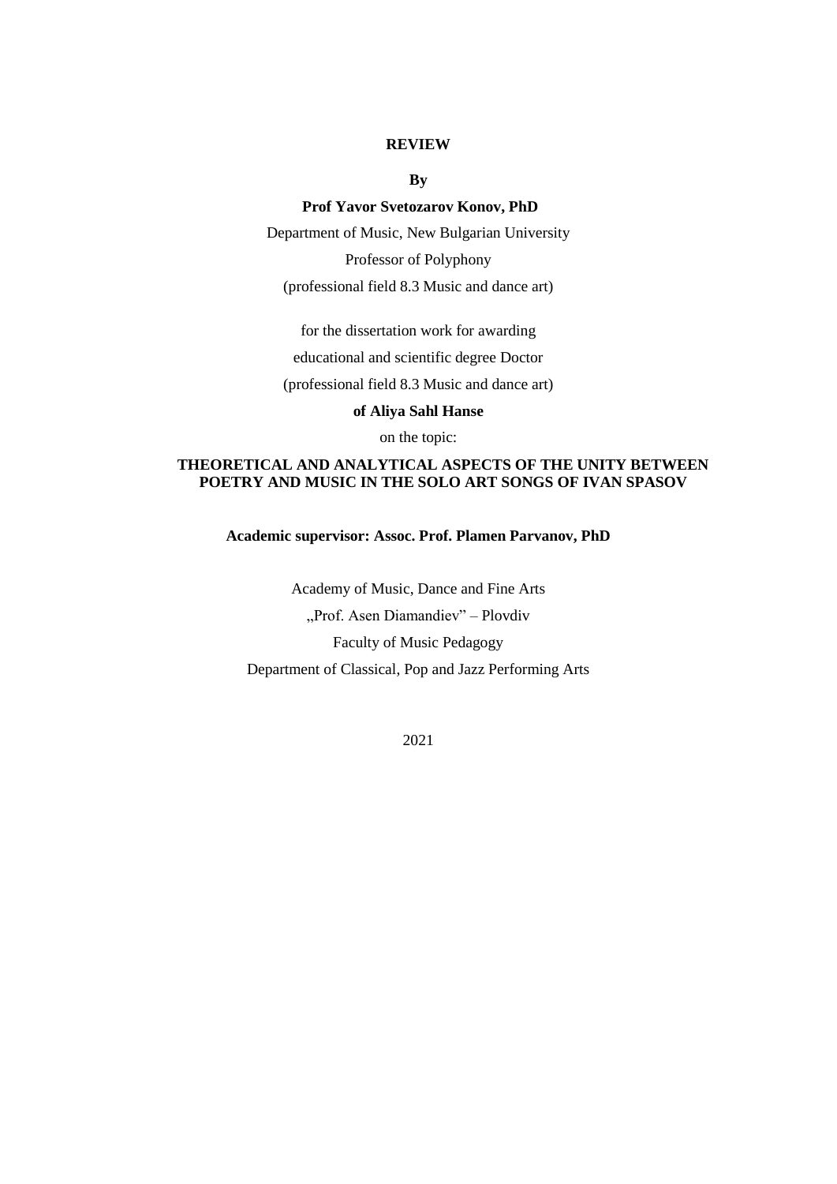**REVIEW**

**By**

**Prof Yavor Svetozarov Konov, PhD**

Department of Music, New Bulgarian University

Professor of Polyphony

(professional field 8.3 Music and dance art)

for the dissertation work for awarding

educational and scientific degree Doctor

(professional field 8.3 Music and dance art)

**of Aliya Sahl Hanse**

on the topic:

**THEORETICAL AND ANALYTICAL ASPECTS OF THE UNITY BETWEEN POETRY AND MUSIC IN THE SOLO ART SONGS OF IVAN SPASOV**

**Academic supervisor: Assoc. Prof. Plamen Parvanov, PhD**

Academy of Music, Dance and Fine Arts

„Prof. Asen Diamandiev" – Plovdiv

Faculty of Music Pedagogy

Department of Classical, Pop and Jazz Performing Arts

2021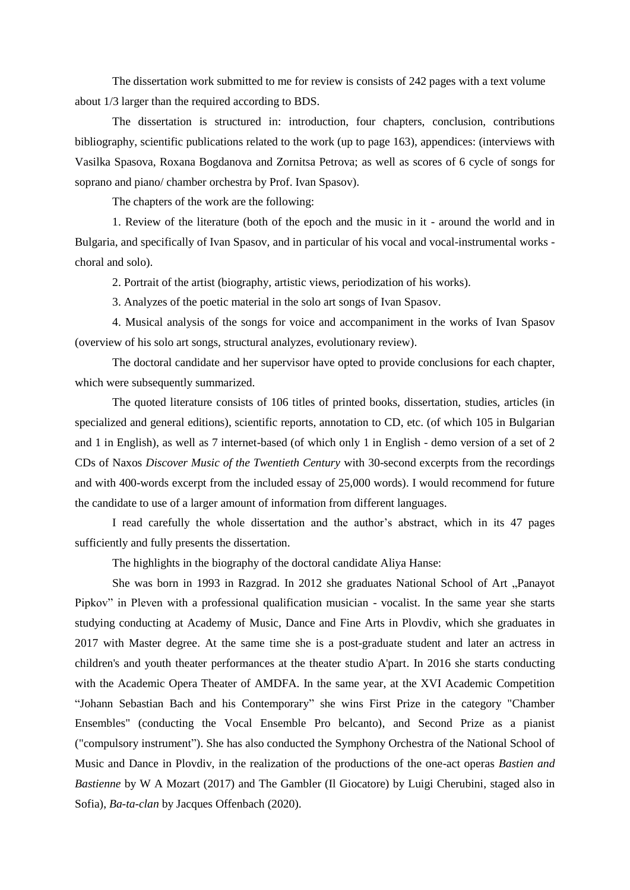The dissertation work submitted to me for review is consists of 242 pages with a text volume about 1/3 larger than the required according to BDS.

The dissertation is structured in: introduction, four chapters, conclusion, contributions bibliography, scientific publications related to the work (up to page 163), appendices: (interviews with Vasilka Spasova, Roxana Bogdanova and Zornitsa Petrova; as well as scores of 6 cycle of songs for soprano and piano/ chamber orchestra by Prof. Ivan Spasov).

The chapters of the work are the following:

1. Review of the literature (both of the epoch and the music in it - around the world and in Bulgaria, and specifically of Ivan Spasov, and in particular of his vocal and vocal-instrumental works - choral and solo).

2. Portrait of the artist (biography, artistic views, periodization of his works).

3. Analyzes of the poetic material in the solo art songs of Ivan Spasov.

4. Musical analysis of the songs for voice and accompaniment in the works of Ivan Spasov (overview of his solo art songs, structural analyzes, evolutionary review).

The doctoral candidate and her supervisor have opted to provide conclusions for each chapter, which were subsequently summarized.

The quoted literature consists of 106 titles of printed books, dissertation, studies, articles (in specialized and general editions), scientific reports, annotation to CD, etc. (of which 105 in Bulgarian and 1 in English), as well as 7 internet-based (of which only 1 in English - demo version of a set of 2 CDs of Naxos *Discover Music of the Twentieth Century* with 30-second excerpts from the recordings and with 400-words excerpt from the included essay of 25,000 words). I would recommend for future the candidate to use of a larger amount of information from different languages.

I read carefully the whole dissertation and the author's abstract, which in its 47 pages sufficiently and fully presents the dissertation.

The highlights in the biography of the doctoral candidate Aliya Hanse:

She was born in 1993 in Razgrad. In 2012 she graduates National School of Art „Panayot Pipkov" in Pleven with a professional qualification musician - vocalist. In the same year she starts studying conducting at Academy of Music, Dance and Fine Arts in Plovdiv, which she graduates in 2017 with Master degree. At the same time she is a post-graduate student and later an actress in children's and youth theater performances at the theater studio A'part. In 2016 she starts conducting with the Academic Opera Theater of AMDFA. In the same year, at the XVI Academic Competition "Johann Sebastian Bach and his Contemporary" she wins First Prize in the category "Chamber Ensembles" (conducting the Vocal Ensemble Pro belcanto), and Second Prize as a pianist ("compulsory instrument"). She has also conducted the Symphony Orchestra of the National School of Music and Dance in Plovdiv, in the realization of the productions of the one-act operas *Bastien and Bastienne* by W A Mozart (2017) and The Gambler (Il Giocatore) by Luigi Cherubini, staged also in Sofia), *Ba-ta-clan* by Jacques Offenbach (2020).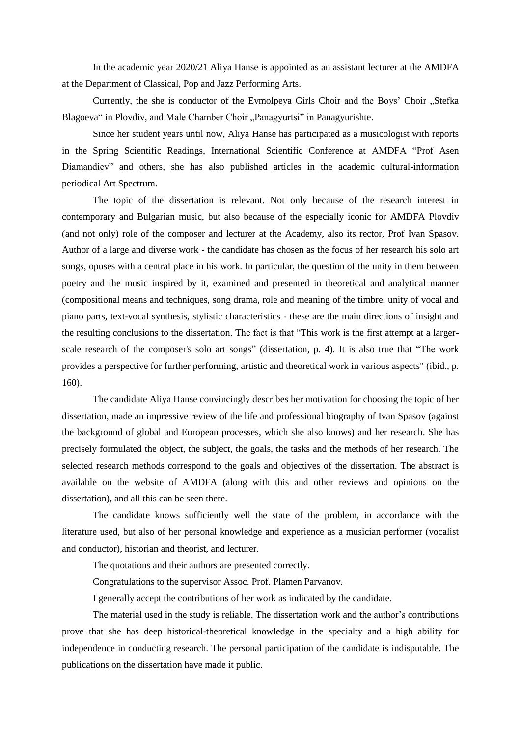In the academic year 2020/21 Aliya Hanse is appointed as an assistant lecturer at the AMDFA at the Department of Classical, Pop and Jazz Performing Arts.

Currently, the she is conductor of the Evmolpeya Girls Choir and the Boys' Choir „Stefka Blagoeva" in Plovdiv, and Male Chamber Choir „Panagyurtsi" in Panagyurishte.

Since her student years until now, Aliya Hanse has participated as a musicologist with reports in the Spring Scientific Readings, International Scientific Conference at AMDFA "Prof Asen Diamandiev" and others, she has also published articles in the academic cultural-information periodical Art Spectrum.

The topic of the dissertation is relevant. Not only because of the research interest in contemporary and Bulgarian music, but also because of the especially iconic for AMDFA Plovdiv (and not only) role of the composer and lecturer at the Academy, also its rector, Prof Ivan Spasov. Author of a large and diverse work - the candidate has chosen as the focus of her research his solo art songs, opuses with a central place in his work. In particular, the question of the unity in them between poetry and the music inspired by it, examined and presented in theoretical and analytical manner (compositional means and techniques, song drama, role and meaning of the timbre, unity of vocal and piano parts, text-vocal synthesis, stylistic characteristics - these are the main directions of insight and the resulting conclusions to the dissertation. The fact is that "This work is the first attempt at a larger-scale research of the composer's solo art songs" (dissertation, p. 4). It is also true that "The work provides a perspective for further performing, artistic and theoretical work in various aspects" (ibid., p. 160).

The candidate Aliya Hanse convincingly describes her motivation for choosing the topic of her dissertation, made an impressive review of the life and professional biography of Ivan Spasov (against the background of global and European processes, which she also knows) and her research. She has precisely formulated the object, the subject, the goals, the tasks and the methods of her research. The selected research methods correspond to the goals and objectives of the dissertation. The abstract is available on the website of AMDFA (along with this and other reviews and opinions on the dissertation), and all this can be seen there.

The candidate knows sufficiently well the state of the problem, in accordance with the literature used, but also of her personal knowledge and experience as a musician performer (vocalist and conductor), historian and theorist, and lecturer.

The quotations and their authors are presented correctly.

Congratulations to the supervisor Assoc. Prof. Plamen Parvanov.

I generally accept the contributions of her work as indicated by the candidate.

The material used in the study is reliable. The dissertation work and the author's contributions prove that she has deep historical-theoretical knowledge in the specialty and a high ability for independence in conducting research. The personal participation of the candidate is indisputable. The publications on the dissertation have made it public.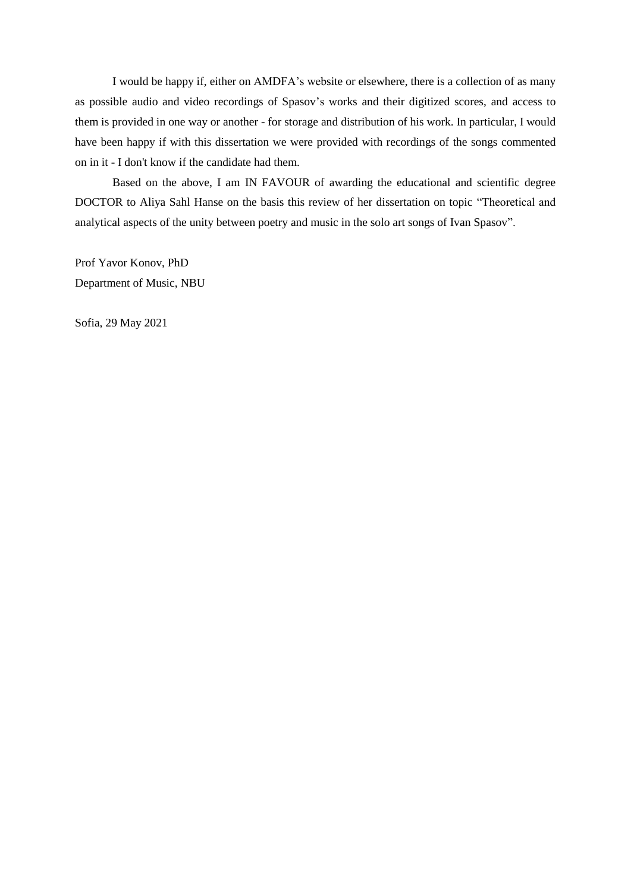I would be happy if, either on AMDFA's website or elsewhere, there is a collection of as many as possible audio and video recordings of Spasov's works and their digitized scores, and access to them is provided in one way or another - for storage and distribution of his work. In particular, I would have been happy if with this dissertation we were provided with recordings of the songs commented on in it - I don't know if the candidate had them.

Based on the above, I am IN FAVOUR of awarding the educational and scientific degree DOCTOR to Aliya Sahl Hanse on the basis this review of her dissertation on topic "Theoretical and analytical aspects of the unity between poetry and music in the solo art songs of Ivan Spasov".

Prof Yavor Konov, PhD
Department of Music, NBU

Sofia, 29 May 2021